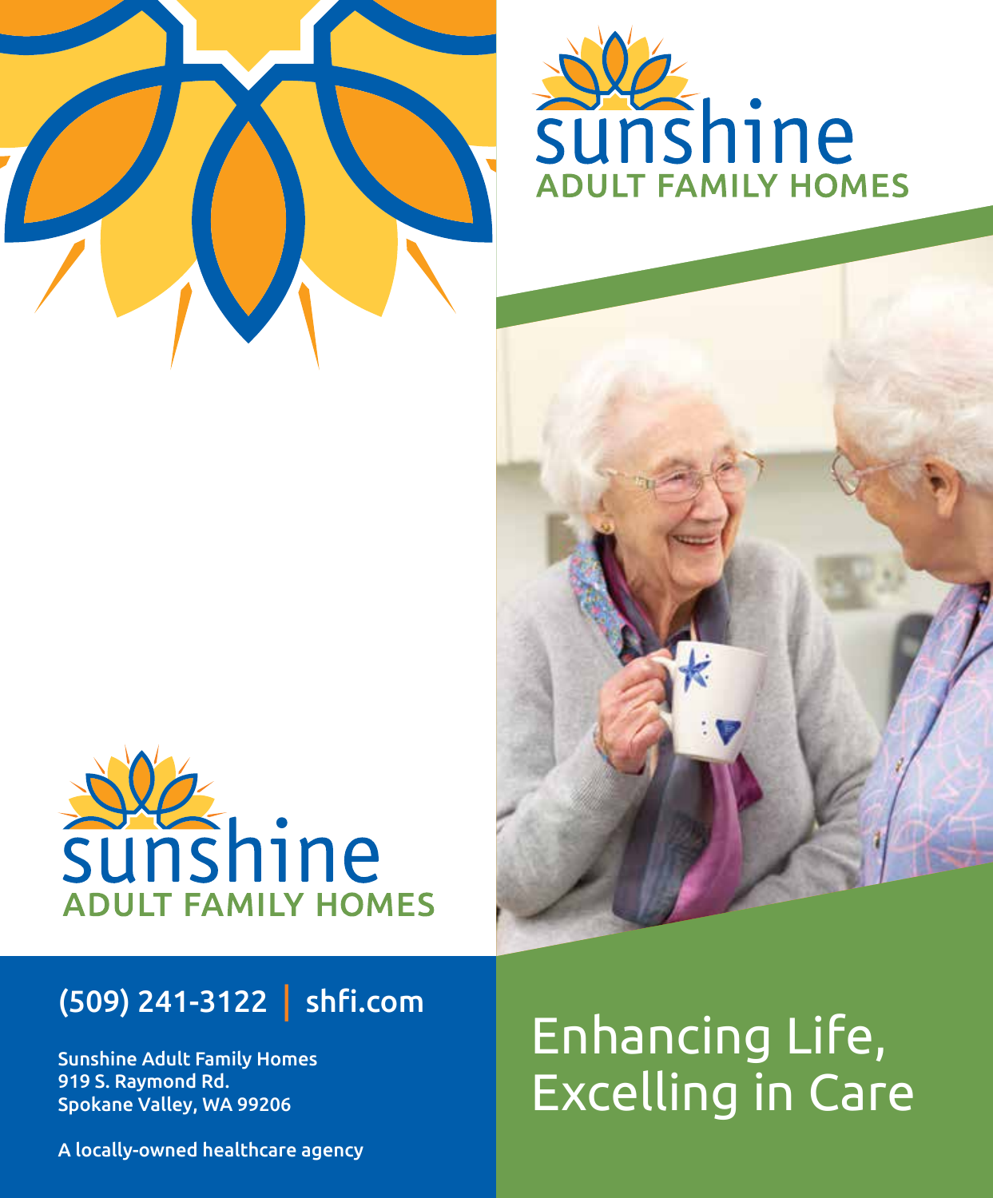# sunshine
## ADULT FAMILY HOMES

# sunshine
## ADULT FAMILY HOMES

(509) 241-3122 | shfi.com

Sunshine Adult Family Homes
919 S. Raymond Rd.
Spokane Valley, WA 99206

A locally-owned healthcare agency

Enhancing Life,
Excelling in Care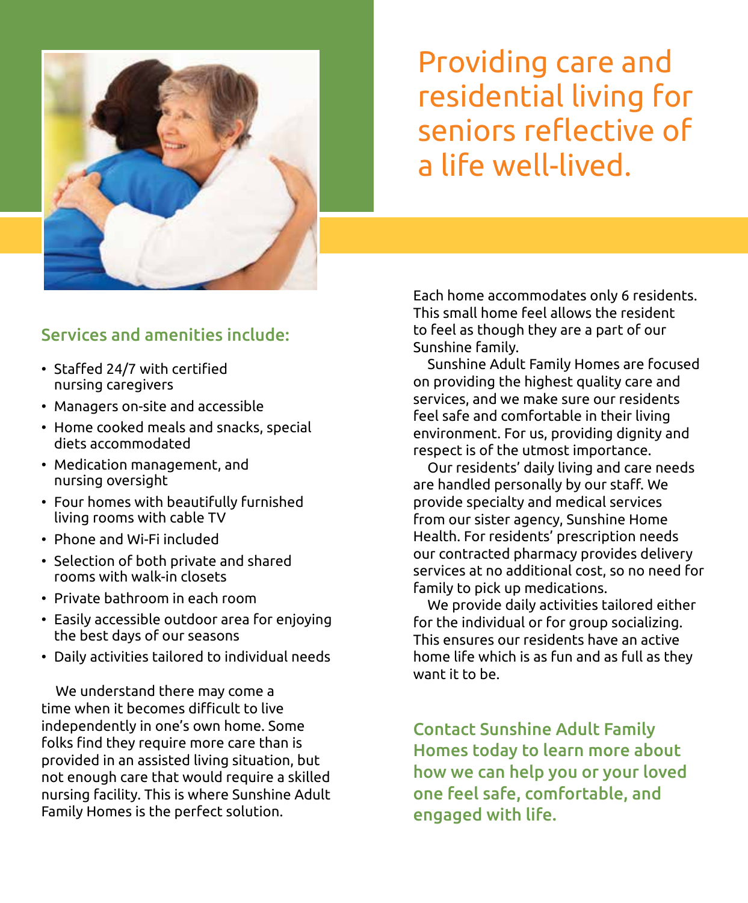# Providing care and residential living for seniors reflective of a life well-lived.

## Services and amenities include:

- Staffed 24/7 with certified nursing caregivers
- Managers on-site and accessible
- Home cooked meals and snacks, special diets accommodated
- Medication management, and nursing oversight
- Four homes with beautifully furnished living rooms with cable TV
- Phone and Wi-Fi included
- Selection of both private and shared rooms with walk-in closets
- Private bathroom in each room
- Easily accessible outdoor area for enjoying the best days of our seasons
- Daily activities tailored to individual needs

We understand there may come a time when it becomes difficult to live independently in one's own home. Some folks find they require more care than is provided in an assisted living situation, but not enough care that would require a skilled nursing facility. This is where Sunshine Adult Family Homes is the perfect solution.

Each home accommodates only 6 residents. This small home feel allows the resident to feel as though they are a part of our Sunshine family.

Sunshine Adult Family Homes are focused on providing the highest quality care and services, and we make sure our residents feel safe and comfortable in their living environment. For us, providing dignity and respect is of the utmost importance.

Our residents' daily living and care needs are handled personally by our staff. We provide specialty and medical services from our sister agency, Sunshine Home Health. For residents' prescription needs our contracted pharmacy provides delivery services at no additional cost, so no need for family to pick up medications.

We provide daily activities tailored either for the individual or for group socializing. This ensures our residents have an active home life which is as fun and as full as they want it to be.

**Contact Sunshine Adult Family Homes today to learn more about how we can help you or your loved one feel safe, comfortable, and engaged with life.**